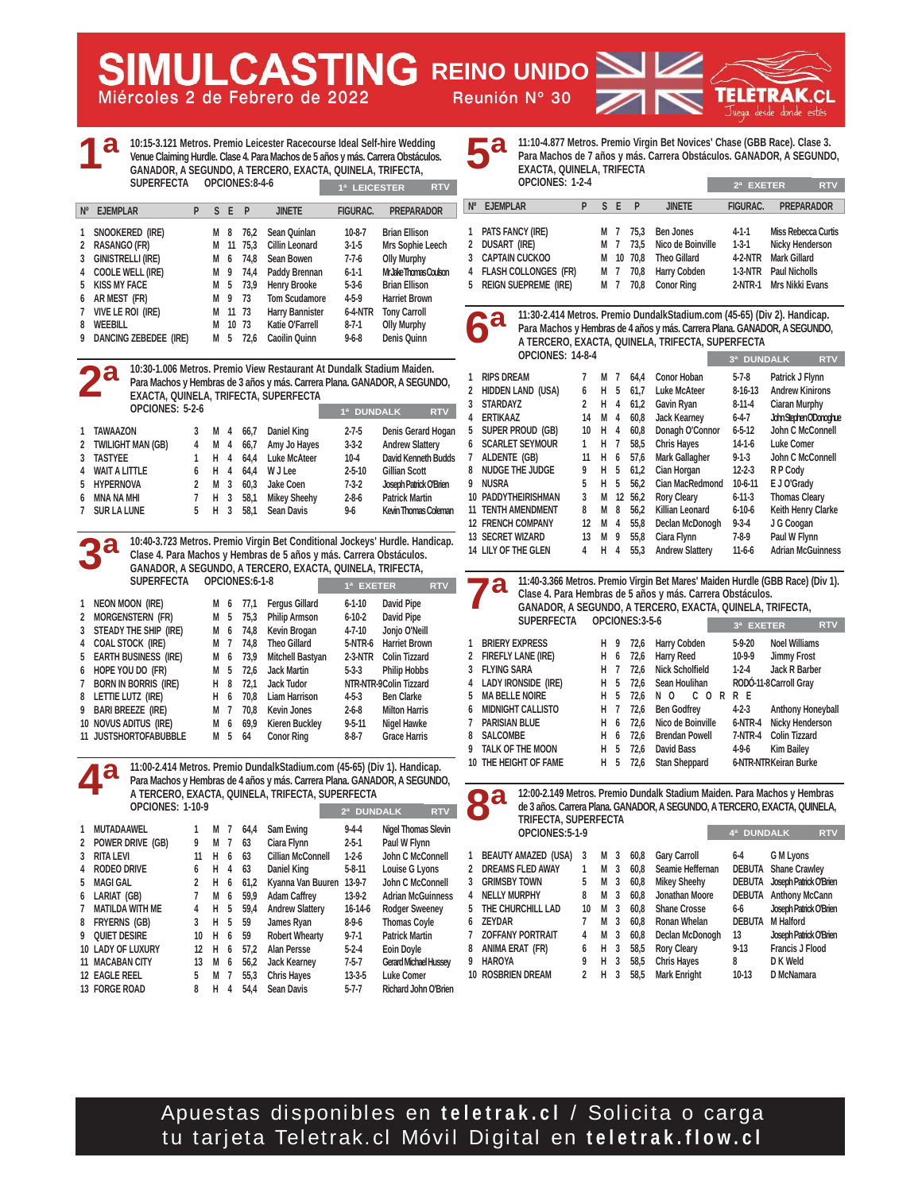# SIMULCASTING REINO UNIDO

Miércoles 2 de Febrero de 2022

Reunión N° 30

TELETRAK.CL — Juega desde donde estés

## 1ª

10:15-3.121 Metros. Premio Leicester Racecourse Ideal Self-hire Wedding Venue Claiming Hurdle. Clase 4. Para Machos de 5 años y más. Carrera Obstáculos. GANADOR, A SEGUNDO, A TERCERO, EXACTA, QUINELA, TRIFECTA, SUPERFECTA OPCIONES:8-4-6

1ª LEICESTER — RTV

| Nº | EJEMPLAR | P | S | E | P | JINETE | FIGURAC. | PREPARADOR |
|---|---|---|---|---|---|---|---|---|
| 1 | SNOOKERED (IRE) | | M | 8 | 76,2 | Sean Quinlan | 10-8-7 | Brian Ellison |
| 2 | RASANGO (FR) | | M | 11 | 75,3 | Cillin Leonard | 3-1-5 | Mrs Sophie Leech |
| 3 | GINISTRELLI (IRE) | | M | 6 | 74,8 | Sean Bowen | 7-7-6 | Olly Murphy |
| 4 | COOLE WELL (IRE) | | M | 9 | 74,4 | Paddy Brennan | 6-1-1 | Mr Jake Thomas Coulson |
| 5 | KISS MY FACE | | M | 5 | 73,9 | Henry Brooke | 5-3-6 | Brian Ellison |
| 6 | AR MEST (FR) | | M | 9 | 73 | Tom Scudamore | 4-5-9 | Harriet Brown |
| 7 | VIVE LE ROI (IRE) | | M | 11 | 73 | Harry Bannister | 6-4-NTR | Tony Carroll |
| 8 | WEEBILL | | M | 10 | 73 | Katie O'Farrell | 8-7-1 | Olly Murphy |
| 9 | DANCING ZEBEDEE (IRE) | | M | 5 | 72,6 | Caoilin Quinn | 9-6-8 | Denis Quinn |

## 2ª

10:30-1.006 Metros. Premio View Restaurant At Dundalk Stadium Maiden. Para Machos y Hembras de 3 años y más. Carrera Plana. GANADOR, A SEGUNDO, EXACTA, QUINELA, TRIFECTA, SUPERFECTA OPCIONES: 5-2-6

1ª DUNDALK — RTV

| Nº | EJEMPLAR | P | S | E | P | JINETE | FIGURAC. | PREPARADOR |
|---|---|---|---|---|---|---|---|---|
| 1 | TAWAAZON | 3 | M | 4 | 66,7 | Daniel King | 2-7-5 | Denis Gerard Hogan |
| 2 | TWILIGHT MAN (GB) | 3 | M | 4 | 66,7 | Amy Jo Hayes | 3-3-2 | Andrew Slattery |
| 3 | TASTYEE | 1 | H | 4 | 64,4 | Luke McAteer | 10-4 | David Kenneth Budds |
| 4 | WAIT A LITTLE | 6 | H | 4 | 64,4 | W J Lee | 2-5-10 | Gillian Scott |
| 5 | HYPERNOVA | 2 | M | 3 | 60,3 | Jake Coen | 7-3-2 | Joseph Patrick O'Brien |
| 6 | MNA NA MHI | 7 | H | 3 | 58,1 | Mikey Sheehy | 2-8-6 | Patrick Martin |
| 7 | SUR LA LUNE | 5 | H | 3 | 58,1 | Sean Davis | 9-6 | Kevin Thomas Coleman |

## 3ª

10:40-3.723 Metros. Premio Virgin Bet Conditional Jockeys' Hurdle. Handicap. Clase 4. Para Machos y Hembras de 5 años y más. Carrera Obstáculos. GANADOR, A SEGUNDO, A TERCERO, EXACTA, QUINELA, TRIFECTA, SUPERFECTA OPCIONES:6-1-8

1ª EXETER — RTV

| Nº | EJEMPLAR | P | S | E | P | JINETE | FIGURAC. | PREPARADOR |
|---|---|---|---|---|---|---|---|---|
| 1 | NEON MOON (IRE) | | M | 6 | 77,1 | Fergus Gillard | 6-1-10 | David Pipe |
| 2 | MORGENSTERN (FR) | | M | 5 | 75,3 | Philip Armson | 6-10-2 | David Pipe |
| 3 | STEADY THE SHIP (IRE) | | M | 6 | 74,8 | Kevin Brogan | 4-7-10 | Jonjo O'Neill |
| 4 | COAL STOCK (IRE) | | M | 7 | 74,8 | Theo Gillard | 5-NTR-6 | Harriet Brown |
| 5 | EARTH BUSINESS (IRE) | | M | 6 | 73,9 | Mitchell Bastyan | 2-3-NTR | Colin Tizzard |
| 6 | HOPE YOU DO (FR) | | M | 5 | 72,6 | Jack Martin | 5-3-3 | Philip Hobbs |
| 7 | BORN IN BORRIS (IRE) | | H | 8 | 72,1 | Jack Tudor | NTR-NTR-9 | Colin Tizzard |
| 8 | LETTIE LUTZ (IRE) | | H | 6 | 70,8 | Liam Harrison | 4-5-3 | Ben Clarke |
| 9 | BARI BREEZE (IRE) | | M | 7 | 70,8 | Kevin Jones | 2-6-8 | Milton Harris |
| 10 | NOVUS ADITUS (IRE) | | M | 6 | 69,9 | Kieren Buckley | 9-5-11 | Nigel Hawke |
| 11 | JUSTSHORTOFABUBBLE | | M | 5 | 64 | Conor Ring | 8-8-7 | Grace Harris |

## 4ª

11:00-2.414 Metros. Premio DundalkStadium.com (45-65) (Div 1). Handicap. Para Machos y Hembras de 4 años y más. Carrera Plana. GANADOR, A SEGUNDO, A TERCERO, EXACTA, QUINELA, TRIFECTA, SUPERFECTA OPCIONES: 1-10-9

2ª DUNDALK — RTV

| Nº | EJEMPLAR | P | S | E | P | JINETE | FIGURAC. | PREPARADOR |
|---|---|---|---|---|---|---|---|---|
| 1 | MUTADAAWEL | 1 | M | 7 | 64,4 | Sam Ewing | 9-4-4 | Nigel Thomas Slevin |
| 2 | POWER DRIVE (GB) | 9 | M | 7 | 63 | Ciara Flynn | 2-5-1 | Paul W Flynn |
| 3 | RITA LEVI | 11 | H | 6 | 63 | Cillian McConnell | 1-2-6 | John C McConnell |
| 4 | RODEO DRIVE | 6 | H | 4 | 63 | Daniel King | 5-8-11 | Louise G Lyons |
| 5 | MAGI GAL | 2 | H | 6 | 61,2 | Kyanna Van Buuren | 13-9-7 | John C McConnell |
| 6 | LARIAT (GB) | 7 | M | 6 | 59,9 | Adam Caffrey | 13-9-2 | Adrian McGuinness |
| 7 | MATILDA WITH ME | 4 | H | 5 | 59,4 | Andrew Slattery | 16-14-6 | Rodger Sweeney |
| 8 | FYERNS (GB) | 3 | H | 5 | 59 | James Ryan | 8-9-6 | Thomas Coyle |
| 9 | QUIET DESIRE | 10 | H | 6 | 59 | Robert Whearty | 9-7-1 | Patrick Martin |
| 10 | LADY OF LUXURY | 12 | H | 6 | 57,2 | Alan Persse | 5-2-4 | Eoin Doyle |
| 11 | MACABAN CITY | 13 | M | 6 | 56,2 | Jack Kearney | 7-5-7 | Gerard Michael Hussey |
| 12 | EAGLE REEL | 5 | M | 7 | 55,3 | Chris Hayes | 13-3-5 | Luke Comer |
| 13 | FORGE ROAD | 8 | H | 4 | 54,4 | Sean Davis | 5-7-7 | Richard John O'Brien |

## 5ª

11:10-4.877 Metros. Premio Virgin Bet Novices' Chase (GBB Race). Clase 3. Para Machos de 7 años y más. Carrera Obstáculos. GANADOR, A SEGUNDO, EXACTA, QUINELA, TRIFECTA OPCIONES: 1-2-4

2ª EXETER — RTV

| Nº | EJEMPLAR | P | S | E | P | JINETE | FIGURAC. | PREPARADOR |
|---|---|---|---|---|---|---|---|---|
| 1 | PATS FANCY (IRE) | | M | 7 | 75,3 | Ben Jones | 4-1-1 | Miss Rebecca Curtis |
| 2 | DUSART (IRE) | | M | 7 | 73,5 | Nico de Boinville | 1-3-1 | Nicky Henderson |
| 3 | CAPTAIN CUCKOO | | M | 10 | 70,8 | Theo Gillard | 4-2-NTR | Mark Gillard |
| 4 | FLASH COLLONGES (FR) | | M | 7 | 70,8 | Harry Cobden | 1-3-NTR | Paul Nicholls |
| 5 | REIGN SUEPREME (IRE) | | M | 7 | 70,8 | Conor Ring | 2-NTR-1 | Mrs Nikki Evans |

## 6ª

11:30-2.414 Metros. Premio DundalkStadium.com (45-65) (Div 2). Handicap. Para Machos y Hembras de 4 años y más. Carrera Plana. GANADOR, A SEGUNDO, A TERCERO, EXACTA, QUINELA, TRIFECTA, SUPERFECTA OPCIONES: 14-8-4

3ª DUNDALK — RTV

| Nº | EJEMPLAR | P | S | E | P | JINETE | FIGURAC. | PREPARADOR |
|---|---|---|---|---|---|---|---|---|
| 1 | RIPS DREAM | 7 | M | 7 | 64,4 | Conor Hoban | 5-7-8 | Patrick J Flynn |
| 2 | HIDDEN LAND (USA) | 6 | H | 5 | 61,7 | Luke McAteer | 8-16-13 | Andrew Kinirons |
| 3 | STARDAYZ | 2 | H | 4 | 61,2 | Gavin Ryan | 8-11-4 | Ciaran Murphy |
| 4 | ERTIKAAZ | 14 | M | 4 | 60,8 | Jack Kearney | 6-4-7 | John Stephen O'Donoghue |
| 5 | SUPER PROUD (GB) | 10 | H | 4 | 60,8 | Donagh O'Connor | 6-5-12 | John C McConnell |
| 6 | SCARLET SEYMOUR | 1 | H | 7 | 58,5 | Chris Hayes | 14-1-6 | Luke Comer |
| 7 | ALDENTE (GB) | 11 | H | 6 | 57,6 | Mark Gallagher | 9-1-3 | John C McConnell |
| 8 | NUDGE THE JUDGE | 9 | H | 5 | 61,2 | Cian Horgan | 12-2-3 | R P Cody |
| 9 | NUSRA | 5 | H | 5 | 56,2 | Cian MacRedmond | 10-6-11 | E J O'Grady |
| 10 | PADDYTHEIRISHMAN | 3 | M | 12 | 56,2 | Rory Cleary | 6-11-3 | Thomas Cleary |
| 11 | TENTH AMENDMENT | 8 | M | 8 | 56,2 | Killian Leonard | 6-10-6 | Keith Henry Clarke |
| 12 | FRENCH COMPANY | 12 | M | 4 | 55,8 | Declan McDonogh | 9-3-4 | J G Coogan |
| 13 | SECRET WIZARD | 13 | M | 9 | 55,8 | Ciara Flynn | 7-8-9 | Paul W Flynn |
| 14 | LILY OF THE GLEN | 4 | H | 4 | 55,3 | Andrew Slattery | 11-6-6 | Adrian McGuinness |

## 7ª

11:40-3.366 Metros. Premio Virgin Bet Mares' Maiden Hurdle (GBB Race) (Div 1). Clase 4. Para Hembras de 5 años y más. Carrera Obstáculos. GANADOR, A SEGUNDO, A TERCERO, EXACTA, QUINELA, TRIFECTA, SUPERFECTA OPCIONES:3-5-6

3ª EXETER — RTV

| Nº | EJEMPLAR | P | S | E | P | JINETE | FIGURAC. | PREPARADOR |
|---|---|---|---|---|---|---|---|---|
| 1 | BRIERY EXPRESS | | H | 9 | 72,6 | Harry Cobden | 5-9-20 | Noel Williams |
| 2 | FIREFLY LANE (IRE) | | H | 6 | 72,6 | Harry Reed | 10-9-9 | Jimmy Frost |
| 3 | FLYING SARA | | H | 7 | 72,6 | Nick Scholfield | 1-2-4 | Jack R Barber |
| 4 | LADY IRONSIDE (IRE) | | H | 5 | 72,6 | Sean Houlihan | RODÓ-11-8 | Carroll Gray |
| 5 | MA BELLE NOIRE | | H | 5 | 72,6 | N O C O R R E | | |
| 6 | MIDNIGHT CALLISTO | | H | 7 | 72,6 | Ben Godfrey | 4-2-3 | Anthony Honeyball |
| 7 | PARISIAN BLUE | | H | 6 | 72,6 | Nico de Boinville | 6-NTR-4 | Nicky Henderson |
| 8 | SALCOMBE | | H | 6 | 72,6 | Brendan Powell | 7-NTR-4 | Colin Tizzard |
| 9 | TALK OF THE MOON | | H | 5 | 72,6 | David Bass | 4-9-6 | Kim Bailey |
| 10 | THE HEIGHT OF FAME | | H | 5 | 72,6 | Stan Sheppard | 6-NTR-NTR | Keiran Burke |

## 8ª

12:00-2.149 Metros. Premio Dundalk Stadium Maiden. Para Machos y Hembras de 3 años. Carrera Plana. GANADOR, A SEGUNDO, A TERCERO, EXACTA, QUINELA, TRIFECTA, SUPERFECTA OPCIONES:5-1-9

4ª DUNDALK — RTV

| Nº | EJEMPLAR | P | S | E | P | JINETE | FIGURAC. | PREPARADOR |
|---|---|---|---|---|---|---|---|---|
| 1 | BEAUTY AMAZED (USA) | 3 | M | 3 | 60,8 | Gary Carroll | 6-4 | G M Lyons |
| 2 | DREAMS FLED AWAY | 1 | M | 3 | 60,8 | Seamie Heffernan | DEBUTA | Shane Crawley |
| 3 | GRIMSBY TOWN | 5 | M | 3 | 60,8 | Mikey Sheehy | DEBUTA | Joseph Patrick O'Brien |
| 4 | NELLY MURPHY | 8 | M | 3 | 60,8 | Jonathan Moore | DEBUTA | Anthony McCann |
| 5 | THE CHURCHILL LAD | 10 | M | 3 | 60,8 | Shane Crosse | 6-6 | Joseph Patrick O'Brien |
| 6 | ZEYDAR | 7 | M | 3 | 60,8 | Ronan Whelan | DEBUTA | M Halford |
| 7 | ZOFFANY PORTRAIT | 4 | M | 3 | 60,8 | Declan McDonogh | 13 | Joseph Patrick O'Brien |
| 8 | ANIMA ERAT (FR) | 6 | H | 3 | 58,5 | Rory Cleary | 9-13 | Francis J Flood |
| 9 | HAROYA | 9 | H | 3 | 58,5 | Chris Hayes | 8 | D K Weld |
| 10 | ROSBRIEN DREAM | 2 | H | 3 | 58,5 | Mark Enright | 10-13 | D McNamara |

Apuestas disponibles en **teletrak.cl** / Solicita o carga tu tarjeta Teletrak.cl Móvil Digital en **teletrak.flow.cl**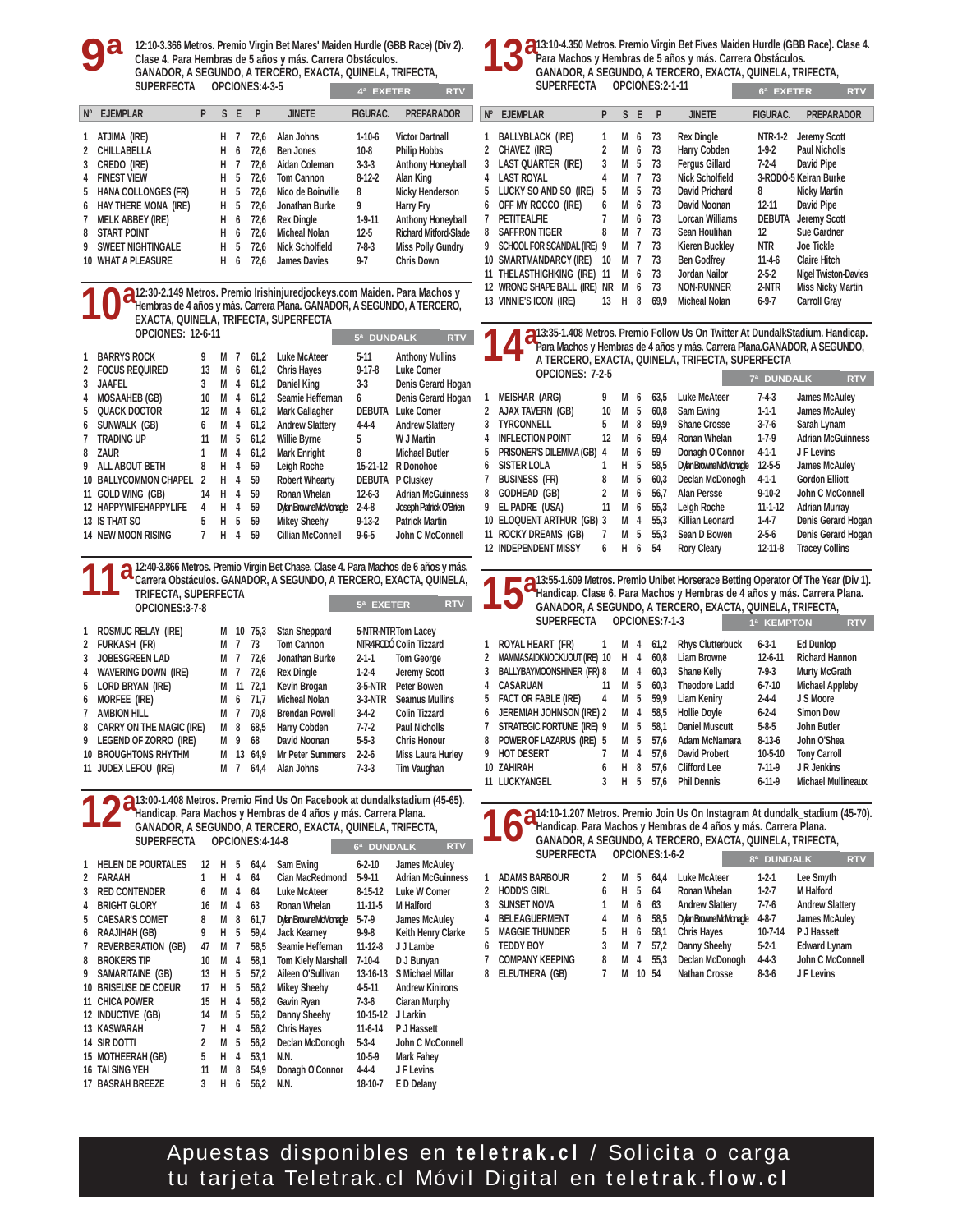## 9ª

12:10-3.366 Metros. Premio Virgin Bet Mares' Maiden Hurdle (GBB Race) (Div 2). Clase 4. Para Hembras de 5 años y más. Carrera Obstáculos. GANADOR, A SEGUNDO, A TERCERO, EXACTA, QUINELA, TRIFECTA, SUPERFECTA OPCIONES:4-3-5

4ª EXETER RTV

| Nº | EJEMPLAR | P | S | E | P | JINETE | FIGURAC. | PREPARADOR |
|---|---|---|---|---|---|---|---|---|
| 1 | ATJIMA (IRE) | | H | 7 | 72,6 | Alan Johns | 1-10-6 | Victor Dartnall |
| 2 | CHILLABELLA | | H | 6 | 72,6 | Ben Jones | 10-8 | Philip Hobbs |
| 3 | CREDO (IRE) | | H | 7 | 72,6 | Aidan Coleman | 3-3-3 | Anthony Honeyball |
| 4 | FINEST VIEW | | H | 5 | 72,6 | Tom Cannon | 8-12-2 | Alan King |
| 5 | HANA COLLONGES (FR) | | H | 5 | 72,6 | Nico de Boinville | 8 | Nicky Henderson |
| 6 | HAY THERE MONA (IRE) | | H | 5 | 72,6 | Jonathan Burke | 9 | Harry Fry |
| 7 | MELK ABBEY (IRE) | | H | 6 | 72,6 | Rex Dingle | 1-9-11 | Anthony Honeyball |
| 8 | START POINT | | H | 6 | 72,6 | Micheal Nolan | 12-5 | Richard Mitford-Slade |
| 9 | SWEET NIGHTINGALE | | H | 5 | 72,6 | Nick Scholfield | 7-8-3 | Miss Polly Gundry |
| 10 | WHAT A PLEASURE | | H | 6 | 72,6 | James Davies | 9-7 | Chris Down |

## 10ª

12:30-2.149 Metros. Premio Irishinjuredjockeys.com Maiden. Para Machos y Hembras de 4 años y más. Carrera Plana. GANADOR, A SEGUNDO, A TERCERO, EXACTA, QUINELA, TRIFECTA, SUPERFECTA OPCIONES: 12-6-11

5ª DUNDALK RTV

| Nº | EJEMPLAR | P | S | E | P | JINETE | FIGURAC. | PREPARADOR |
|---|---|---|---|---|---|---|---|---|
| 1 | BARRYS ROCK | 9 | M | 7 | 61,2 | Luke McAteer | 5-11 | Anthony Mullins |
| 2 | FOCUS REQUIRED | 13 | M | 6 | 61,2 | Chris Hayes | 9-17-8 | Luke Comer |
| 3 | JAAFEL | 3 | M | 4 | 61,2 | Daniel King | 3-3 | Denis Gerard Hogan |
| 4 | MOSAAHEB (GB) | 10 | M | 4 | 61,2 | Seamie Heffernan | 6 | Denis Gerard Hogan |
| 5 | QUACK DOCTOR | 12 | M | 4 | 61,2 | Mark Gallagher | DEBUTA | Luke Comer |
| 6 | SUNWALK (GB) | 6 | M | 4 | 61,2 | Andrew Slattery | 4-4-4 | Andrew Slattery |
| 7 | TRADING UP | 11 | M | 5 | 61,2 | Willie Byrne | 5 | W J Martin |
| 8 | ZAUR | 1 | M | 4 | 61,2 | Mark Enright | 8 | Michael Butler |
| 9 | ALL ABOUT BETH | 8 | H | 4 | 59 | Leigh Roche | 15-21-12 | R Donohoe |
| 10 | BALLYCOMMON CHAPEL | 2 | H | 4 | 59 | Robert Whearty | DEBUTA | P Cluskey |
| 11 | GOLD WING (GB) | 14 | H | 4 | 59 | Ronan Whelan | 12-6-3 | Adrian McGuinness |
| 12 | HAPPYWIFEHAPPYLIFE | 4 | H | 4 | 59 | DylanBrowneMcMonagle | 2-4-8 | Joseph Patrick O'Brien |
| 13 | IS THAT SO | 5 | H | 5 | 59 | Mikey Sheehy | 9-13-2 | Patrick Martin |
| 14 | NEW MOON RISING | 7 | H | 4 | 59 | Cillian McConnell | 9-6-5 | John C McConnell |

## 11ª

12:40-3.866 Metros. Premio Virgin Bet Chase. Clase 4. Para Machos de 6 años y más. Carrera Obstáculos. GANADOR, A SEGUNDO, A TERCERO, EXACTA, QUINELA, TRIFECTA, SUPERFECTA OPCIONES:3-7-8

5ª EXETER RTV

| Nº | EJEMPLAR | P | S | E | P | JINETE | FIGURAC. | PREPARADOR |
|---|---|---|---|---|---|---|---|---|
| 1 | ROSMUC RELAY (IRE) | | M | 10 | 75,3 | Stan Sheppard | 5-NTR-NTR | Tom Lacey |
| 2 | FURKASH (FR) | | M | 7 | 73 | Tom Cannon | NTR-4-RODÓ | Colin Tizzard |
| 3 | JOBESGREEN LAD | | M | 7 | 72,6 | Jonathan Burke | 2-1-1 | Tom George |
| 4 | WAVERING DOWN (IRE) | | M | 7 | 72,6 | Rex Dingle | 1-2-4 | Jeremy Scott |
| 5 | LORD BRYAN (IRE) | | M | 11 | 72,1 | Kevin Brogan | 3-5-NTR | Peter Bowen |
| 6 | MORFEE (IRE) | | M | 6 | 71,7 | Micheal Nolan | 3-3-NTR | Seamus Mullins |
| 7 | AMBION HILL | | M | 7 | 70,8 | Brendan Powell | 3-4-2 | Colin Tizzard |
| 8 | CARRY ON THE MAGIC (IRE) | | M | 8 | 68,5 | Harry Cobden | 7-7-2 | Paul Nicholls |
| 9 | LEGEND OF ZORRO (IRE) | | M | 9 | 68 | David Noonan | 5-5-3 | Chris Honour |
| 10 | BROUGHTONS RHYTHM | | M | 13 | 64,9 | Mr Peter Summers | 2-2-6 | Miss Laura Hurley |
| 11 | JUDEX LEFOU (IRE) | | M | 7 | 64,4 | Alan Johns | 7-3-3 | Tim Vaughan |

## 12ª

13:00-1.408 Metros. Premio Find Us On Facebook at dundalkstadium (45-65). Handicap. Para Machos y Hembras de 4 años y más. Carrera Plana. GANADOR, A SEGUNDO, A TERCERO, EXACTA, QUINELA, TRIFECTA, SUPERFECTA OPCIONES:4-14-8

6ª DUNDALK RTV

| Nº | EJEMPLAR | P | S | E | P | JINETE | FIGURAC. | PREPARADOR |
|---|---|---|---|---|---|---|---|---|
| 1 | HELEN DE POURTALES | 12 | H | 5 | 64,4 | Sam Ewing | 6-2-10 | James McAuley |
| 2 | FARAAH | 1 | H | 4 | 64 | Cian MacRedmond | 5-9-11 | Adrian McGuinness |
| 3 | RED CONTENDER | 6 | M | 4 | 64 | Luke McAteer | 8-15-12 | Luke W Comer |
| 4 | BRIGHT GLORY | 16 | M | 4 | 63 | Ronan Whelan | 11-11-5 | M Halford |
| 5 | CAESAR'S COMET | 8 | M | 8 | 61,7 | DylanBrowneMcMonagle | 5-7-9 | James McAuley |
| 6 | RAAJIHAH (GB) | 9 | H | 5 | 59,4 | Jack Kearney | 9-9-8 | Keith Henry Clarke |
| 7 | REVERBERATION (GB) | 47 | M | 7 | 58,5 | Seamie Heffernan | 11-12-8 | J J Lambe |
| 8 | BROKERS TIP | 10 | M | 4 | 58,1 | Tom Kiely Marshall | 7-10-4 | D J Bunyan |
| 9 | SAMARITAINE (GB) | 13 | H | 5 | 57,2 | Aileen O'Sullivan | 13-16-13 | S Michael Millar |
| 10 | BRISEUSE DE COEUR | 17 | H | 5 | 56,2 | Mikey Sheehy | 4-5-11 | Andrew Kinirons |
| 11 | CHICA POWER | 15 | H | 4 | 56,2 | Gavin Ryan | 7-3-6 | Ciaran Murphy |
| 12 | INDUCTIVE (GB) | 14 | M | 5 | 56,2 | Danny Sheehy | 10-15-12 | J Larkin |
| 13 | KASWARAH | 7 | H | 4 | 56,2 | Chris Hayes | 11-6-14 | P J Hassett |
| 14 | SIR DOTTI | 2 | M | 5 | 56,2 | Declan McDonogh | 5-3-4 | John C McConnell |
| 15 | MOTHEERAH (GB) | 5 | H | 4 | 53,1 | N.N. | 10-5-9 | Mark Fahey |
| 16 | TAI SING YEH | 11 | M | 8 | 54,9 | Donagh O'Connor | 4-4-4 | J F Levins |
| 17 | BASRAH BREEZE | 3 | H | 6 | 56,2 | N.N. | 18-10-7 | E D Delany |

## 13ª

13:10-4.350 Metros. Premio Virgin Bet Fives Maiden Hurdle (GBB Race). Clase 4. Para Machos y Hembras de 5 años y más. Carrera Obstáculos. GANADOR, A SEGUNDO, A TERCERO, EXACTA, QUINELA, TRIFECTA, SUPERFECTA OPCIONES:2-1-11

6ª EXETER RTV

| Nº | EJEMPLAR | P | S | E | P | JINETE | FIGURAC. | PREPARADOR |
|---|---|---|---|---|---|---|---|---|
| 1 | BALLYBLACK (IRE) | 1 | M | 6 | 73 | Rex Dingle | NTR-1-2 | Jeremy Scott |
| 2 | CHAVEZ (IRE) | 2 | M | 6 | 73 | Harry Cobden | 1-9-2 | Paul Nicholls |
| 3 | LAST QUARTER (IRE) | 3 | M | 5 | 73 | Fergus Gillard | 7-2-4 | David Pipe |
| 4 | LAST ROYAL | 4 | M | 7 | 73 | Nick Scholfield | 3-RODÓ-5 | Keiran Burke |
| 5 | LUCKY SO AND SO (IRE) | 5 | M | 5 | 73 | David Prichard | 8 | Nicky Martin |
| 6 | OFF MY ROCCO (IRE) | 6 | M | 6 | 73 | David Noonan | 12-11 | David Pipe |
| 7 | PETITEALFIE | 7 | M | 6 | 73 | Lorcan Williams | DEBUTA | Jeremy Scott |
| 8 | SAFFRON TIGER | 8 | M | 7 | 73 | Sean Houlihan | 12 | Sue Gardner |
| 9 | SCHOOL FOR SCANDAL (IRE) | 9 | M | 7 | 73 | Kieren Buckley | NTR | Joe Tickle |
| 10 | SMARTMANDARCY (IRE) | 10 | M | 7 | 73 | Ben Godfrey | 11-4-6 | Claire Hitch |
| 11 | THELASTHIGHKING (IRE) | 11 | M | 6 | 73 | Jordan Nailor | 2-5-2 | Nigel Twiston-Davies |
| 12 | WRONG SHAPE BALL (IRE) | NR | M | 6 | 73 | NON-RUNNER | 2-NTR | Miss Nicky Martin |
| 13 | VINNIE'S ICON (IRE) | 13 | H | 8 | 69,9 | Micheal Nolan | 6-9-7 | Carroll Gray |

## 14ª

13:35-1.408 Metros. Premio Follow Us On Twitter At DundalkStadium. Handicap. Para Machos y Hembras de 4 años y más. Carrera Plana.GANADOR, A SEGUNDO, A TERCERO, EXACTA, QUINELA, TRIFECTA, SUPERFECTA OPCIONES: 7-2-5

7ª DUNDALK RTV

| Nº | EJEMPLAR | P | S | E | P | JINETE | FIGURAC. | PREPARADOR |
|---|---|---|---|---|---|---|---|---|
| 1 | MEISHAR (ARG) | 9 | M | 6 | 63,5 | Luke McAteer | 7-4-3 | James McAuley |
| 2 | AJAX TAVERN (GB) | 10 | M | 5 | 60,8 | Sam Ewing | 1-1-1 | James McAuley |
| 3 | TYRCONNELL | 5 | M | 8 | 59,9 | Shane Crosse | 3-7-6 | Sarah Lynam |
| 4 | INFLECTION POINT | 12 | M | 6 | 59,4 | Ronan Whelan | 1-7-9 | Adrian McGuinness |
| 5 | PRISONER'S DILEMMA (GB) | 4 | M | 6 | 59 | Donagh O'Connor | 4-1-1 | J F Levins |
| 6 | SISTER LOLA | 1 | H | 5 | 58,5 | DylanBrowneMcMonagle | 12-5-5 | James McAuley |
| 7 | BUSINESS (FR) | 8 | M | 5 | 60,3 | Declan McDonogh | 4-1-1 | Gordon Elliott |
| 8 | GODHEAD (GB) | 2 | M | 6 | 56,7 | Alan Persse | 9-10-2 | John C McConnell |
| 9 | EL PADRE (USA) | 11 | M | 6 | 55,3 | Leigh Roche | 11-1-12 | Adrian Murray |
| 10 | ELOQUENT ARTHUR (GB) | 3 | M | 4 | 55,3 | Killian Leonard | 1-4-7 | Denis Gerard Hogan |
| 11 | ROCKY DREAMS (GB) | 7 | M | 5 | 55,3 | Sean D Bowen | 2-5-6 | Denis Gerard Hogan |
| 12 | INDEPENDENT MISSY | 6 | H | 6 | 54 | Rory Cleary | 12-11-8 | Tracey Collins |

## 15ª

13:55-1.609 Metros. Premio Unibet Horserace Betting Operator Of The Year (Div 1). Handicap. Clase 6. Para Machos y Hembras de 4 años y más. Carrera Plana. GANADOR, A SEGUNDO, A TERCERO, EXACTA, QUINELA, TRIFECTA, SUPERFECTA OPCIONES:7-1-3

1ª KEMPTON RTV

| Nº | EJEMPLAR | P | S | E | P | JINETE | FIGURAC. | PREPARADOR |
|---|---|---|---|---|---|---|---|---|
| 1 | ROYAL HEART (FR) | 1 | M | 4 | 61,2 | Rhys Clutterbuck | 6-3-1 | Ed Dunlop |
| 2 | MAMMASAIDKNOCKUOUT (IRE) | 10 | H | 4 | 60,8 | Liam Browne | 12-6-11 | Richard Hannon |
| 3 | BALLYBAYMOONSHINER (FR) | 8 | M | 4 | 60,3 | Shane Kelly | 7-9-3 | Murty McGrath |
| 4 | CASARUAN | 11 | M | 5 | 60,3 | Theodore Ladd | 6-7-10 | Michael Appleby |
| 5 | FACT OR FABLE (IRE) | 4 | M | 5 | 59,9 | Liam Keniry | 2-4-4 | J S Moore |
| 6 | JEREMIAH JOHNSON (IRE) | 2 | M | 4 | 58,5 | Hollie Doyle | 6-2-4 | Simon Dow |
| 7 | STRATEGIC FORTUNE (IRE) | 9 | M | 5 | 58,1 | Daniel Muscutt | 5-8-5 | John Butler |
| 8 | POWER OF LAZARUS (IRE) | 5 | M | 5 | 57,6 | Adam McNamara | 8-13-6 | John O'Shea |
| 9 | HOT DESERT | 7 | M | 4 | 57,6 | David Probert | 10-5-10 | Tony Carroll |
| 10 | ZAHIRAH | 6 | H | 8 | 57,6 | Clifford Lee | 7-11-9 | J R Jenkins |
| 11 | LUCKYANGEL | 3 | H | 5 | 57,6 | Phil Dennis | 6-11-9 | Michael Mullineaux |

## 16ª

14:10-1.207 Metros. Premio Join Us On Instagram At dundalk_stadium (45-70). Handicap. Para Machos y Hembras de 4 años y más. Carrera Plana. GANADOR, A SEGUNDO, A TERCERO, EXACTA, QUINELA, TRIFECTA, SUPERFECTA OPCIONES:1-6-2

8ª DUNDALK RTV

| Nº | EJEMPLAR | P | S | E | P | JINETE | FIGURAC. | PREPARADOR |
|---|---|---|---|---|---|---|---|---|
| 1 | ADAMS BARBOUR | 2 | M | 5 | 64,4 | Luke McAteer | 1-2-1 | Lee Smyth |
| 2 | HODD'S GIRL | 6 | H | 5 | 64 | Ronan Whelan | 1-2-7 | M Halford |
| 3 | SUNSET NOVA | 1 | M | 6 | 63 | Andrew Slattery | 7-7-6 | Andrew Slattery |
| 4 | BELEAGUERMENT | 4 | M | 6 | 58,5 | DylanBrowneMcMonagle | 4-8-7 | James McAuley |
| 5 | MAGGIE THUNDER | 5 | H | 6 | 58,1 | Chris Hayes | 10-7-14 | P J Hassett |
| 6 | TEDDY BOY | 3 | M | 7 | 57,2 | Danny Sheehy | 5-2-1 | Edward Lynam |
| 7 | COMPANY KEEPING | 8 | M | 4 | 55,3 | Declan McDonogh | 4-4-3 | John C McConnell |
| 8 | ELEUTHERA (GB) | 7 | M | 10 | 54 | Nathan Crosse | 8-3-6 | J F Levins |

Apuestas disponibles en **teletrak.cl** / Solicita o carga tu tarjeta Teletrak.cl Móvil Digital en **teletrak.flow.cl**